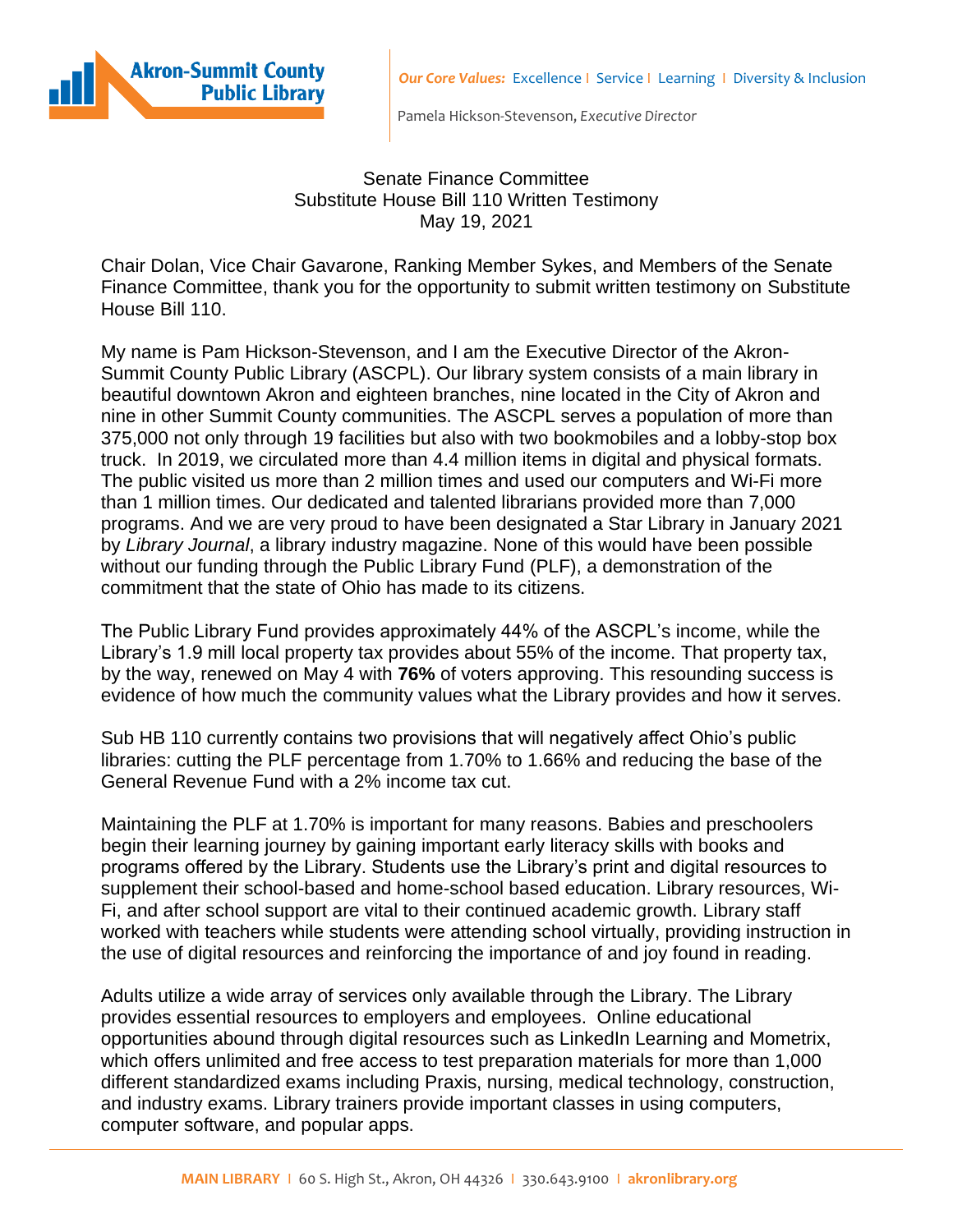Akron-Summit County Public Library

***Our Core Values:*** Excellence | Service | Learning | Diversity & Inclusion

Pamela Hickson-Stevenson, *Executive Director*

Senate Finance Committee
Substitute House Bill 110 Written Testimony
May 19, 2021

Chair Dolan, Vice Chair Gavarone, Ranking Member Sykes, and Members of the Senate Finance Committee, thank you for the opportunity to submit written testimony on Substitute House Bill 110.

My name is Pam Hickson-Stevenson, and I am the Executive Director of the Akron-Summit County Public Library (ASCPL). Our library system consists of a main library in beautiful downtown Akron and eighteen branches, nine located in the City of Akron and nine in other Summit County communities. The ASCPL serves a population of more than 375,000 not only through 19 facilities but also with two bookmobiles and a lobby-stop box truck. In 2019, we circulated more than 4.4 million items in digital and physical formats. The public visited us more than 2 million times and used our computers and Wi-Fi more than 1 million times. Our dedicated and talented librarians provided more than 7,000 programs. And we are very proud to have been designated a Star Library in January 2021 by *Library Journal*, a library industry magazine. None of this would have been possible without our funding through the Public Library Fund (PLF), a demonstration of the commitment that the state of Ohio has made to its citizens.

The Public Library Fund provides approximately 44% of the ASCPL's income, while the Library's 1.9 mill local property tax provides about 55% of the income. That property tax, by the way, renewed on May 4 with **76%** of voters approving. This resounding success is evidence of how much the community values what the Library provides and how it serves.

Sub HB 110 currently contains two provisions that will negatively affect Ohio's public libraries: cutting the PLF percentage from 1.70% to 1.66% and reducing the base of the General Revenue Fund with a 2% income tax cut.

Maintaining the PLF at 1.70% is important for many reasons. Babies and preschoolers begin their learning journey by gaining important early literacy skills with books and programs offered by the Library. Students use the Library's print and digital resources to supplement their school-based and home-school based education. Library resources, Wi-Fi, and after school support are vital to their continued academic growth. Library staff worked with teachers while students were attending school virtually, providing instruction in the use of digital resources and reinforcing the importance of and joy found in reading.

Adults utilize a wide array of services only available through the Library. The Library provides essential resources to employers and employees. Online educational opportunities abound through digital resources such as LinkedIn Learning and Mometrix, which offers unlimited and free access to test preparation materials for more than 1,000 different standardized exams including Praxis, nursing, medical technology, construction, and industry exams. Library trainers provide important classes in using computers, computer software, and popular apps.

**MAIN LIBRARY** | 60 S. High St., Akron, OH 44326 | 330.643.9100 | **akronlibrary.org**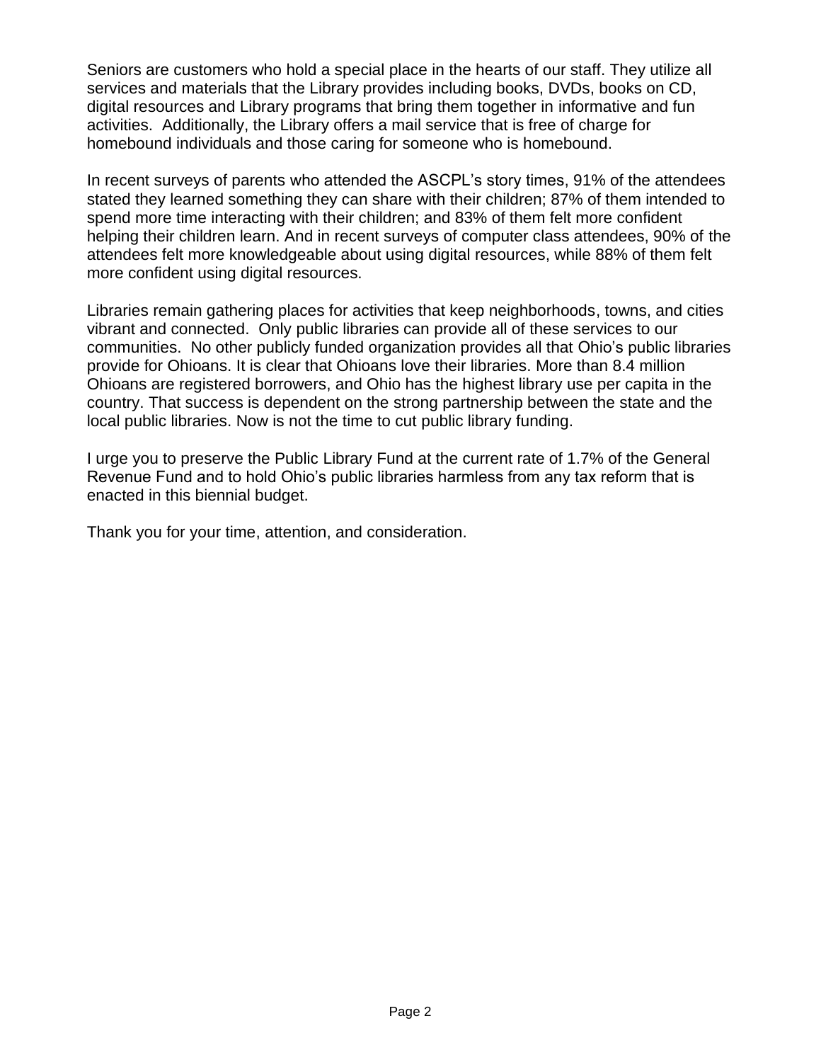Seniors are customers who hold a special place in the hearts of our staff. They utilize all services and materials that the Library provides including books, DVDs, books on CD, digital resources and Library programs that bring them together in informative and fun activities. Additionally, the Library offers a mail service that is free of charge for homebound individuals and those caring for someone who is homebound.

In recent surveys of parents who attended the ASCPL's story times, 91% of the attendees stated they learned something they can share with their children; 87% of them intended to spend more time interacting with their children; and 83% of them felt more confident helping their children learn. And in recent surveys of computer class attendees, 90% of the attendees felt more knowledgeable about using digital resources, while 88% of them felt more confident using digital resources.

Libraries remain gathering places for activities that keep neighborhoods, towns, and cities vibrant and connected. Only public libraries can provide all of these services to our communities. No other publicly funded organization provides all that Ohio's public libraries provide for Ohioans. It is clear that Ohioans love their libraries. More than 8.4 million Ohioans are registered borrowers, and Ohio has the highest library use per capita in the country. That success is dependent on the strong partnership between the state and the local public libraries. Now is not the time to cut public library funding.

I urge you to preserve the Public Library Fund at the current rate of 1.7% of the General Revenue Fund and to hold Ohio's public libraries harmless from any tax reform that is enacted in this biennial budget.

Thank you for your time, attention, and consideration.